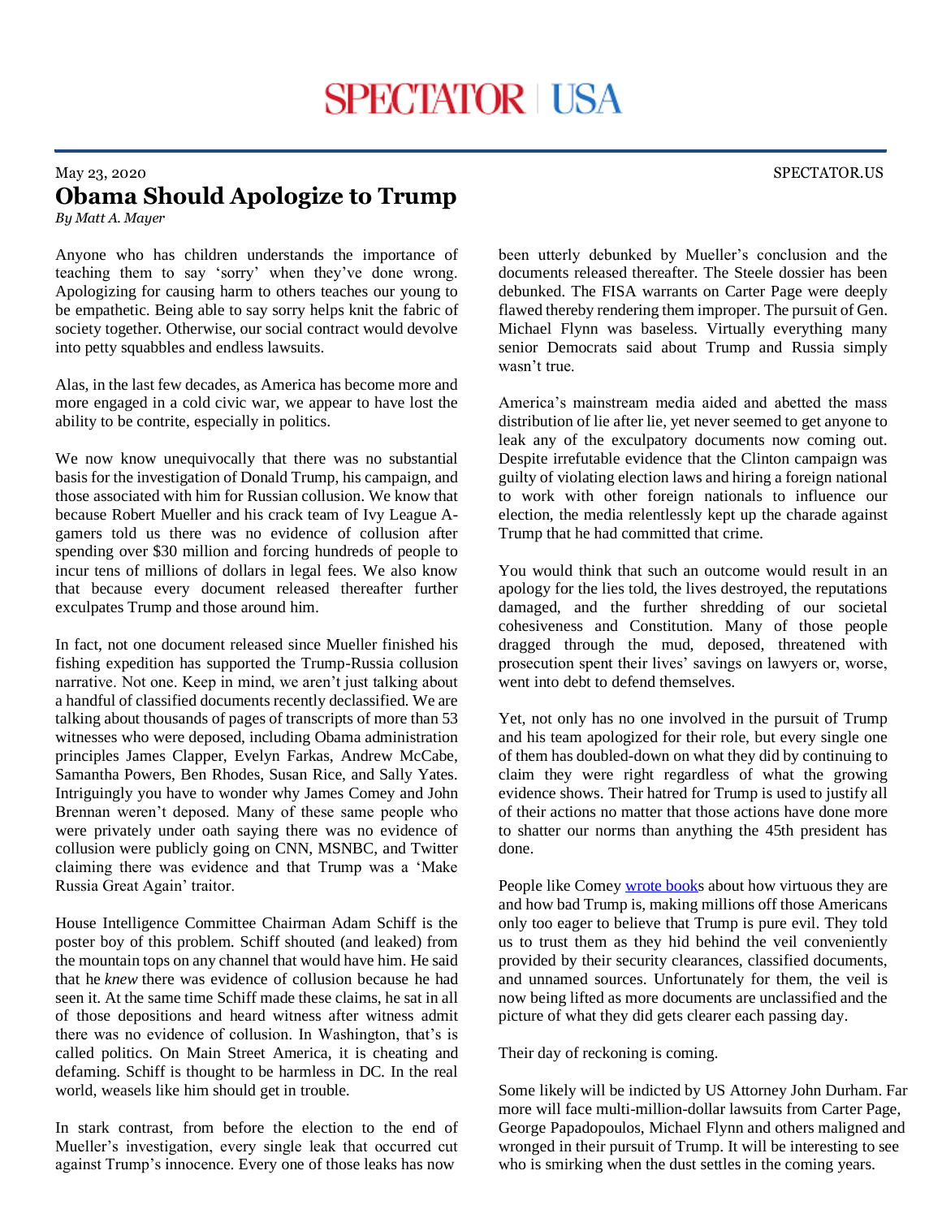May 23, 2020

# Obama Should Apologize to Trump

*By Matt A. Mayer*

Anyone who has children understands the importance of teaching them to say 'sorry' when they've done wrong. Apologizing for causing harm to others teaches our young to be empathetic. Being able to say sorry helps knit the fabric of society together. Otherwise, our social contract would devolve into petty squabbles and endless lawsuits.

Alas, in the last few decades, as America has become more and more engaged in a cold civic war, we appear to have lost the ability to be contrite, especially in politics.

We now know unequivocally that there was no substantial basis for the investigation of Donald Trump, his campaign, and those associated with him for Russian collusion. We know that because Robert Mueller and his crack team of Ivy League A-gamers told us there was no evidence of collusion after spending over $30 million and forcing hundreds of people to incur tens of millions of dollars in legal fees. We also know that because every document released thereafter further exculpates Trump and those around him.

In fact, not one document released since Mueller finished his fishing expedition has supported the Trump-Russia collusion narrative. Not one. Keep in mind, we aren't just talking about a handful of classified documents recently declassified. We are talking about thousands of pages of transcripts of more than 53 witnesses who were deposed, including Obama administration principles James Clapper, Evelyn Farkas, Andrew McCabe, Samantha Powers, Ben Rhodes, Susan Rice, and Sally Yates. Intriguingly you have to wonder why James Comey and John Brennan weren't deposed. Many of these same people who were privately under oath saying there was no evidence of collusion were publicly going on CNN, MSNBC, and Twitter claiming there was evidence and that Trump was a 'Make Russia Great Again' traitor.

House Intelligence Committee Chairman Adam Schiff is the poster boy of this problem. Schiff shouted (and leaked) from the mountain tops on any channel that would have him. He said that he *knew* there was evidence of collusion because he had seen it. At the same time Schiff made these claims, he sat in all of those depositions and heard witness after witness admit there was no evidence of collusion. In Washington, that's is called politics. On Main Street America, it is cheating and defaming. Schiff is thought to be harmless in DC. In the real world, weasels like him should get in trouble.

In stark contrast, from before the election to the end of Mueller's investigation, every single leak that occurred cut against Trump's innocence. Every one of those leaks has now been utterly debunked by Mueller's conclusion and the documents released thereafter. The Steele dossier has been debunked. The FISA warrants on Carter Page were deeply flawed thereby rendering them improper. The pursuit of Gen. Michael Flynn was baseless. Virtually everything many senior Democrats said about Trump and Russia simply wasn't true.

America's mainstream media aided and abetted the mass distribution of lie after lie, yet never seemed to get anyone to leak any of the exculpatory documents now coming out. Despite irrefutable evidence that the Clinton campaign was guilty of violating election laws and hiring a foreign national to work with other foreign nationals to influence our election, the media relentlessly kept up the charade against Trump that he had committed that crime.

You would think that such an outcome would result in an apology for the lies told, the lives destroyed, the reputations damaged, and the further shredding of our societal cohesiveness and Constitution. Many of those people dragged through the mud, deposed, threatened with prosecution spent their lives' savings on lawyers or, worse, went into debt to defend themselves.

Yet, not only has no one involved in the pursuit of Trump and his team apologized for their role, but every single one of them has doubled-down on what they did by continuing to claim they were right regardless of what the growing evidence shows. Their hatred for Trump is used to justify all of their actions no matter that those actions have done more to shatter our norms than anything the 45th president has done.

People like Comey wrote books about how virtuous they are and how bad Trump is, making millions off those Americans only too eager to believe that Trump is pure evil. They told us to trust them as they hid behind the veil conveniently provided by their security clearances, classified documents, and unnamed sources. Unfortunately for them, the veil is now being lifted as more documents are unclassified and the picture of what they did gets clearer each passing day.

Their day of reckoning is coming.

Some likely will be indicted by US Attorney John Durham. Far more will face multi-million-dollar lawsuits from Carter Page, George Papadopoulos, Michael Flynn and others maligned and wronged in their pursuit of Trump. It will be interesting to see who is smirking when the dust settles in the coming years.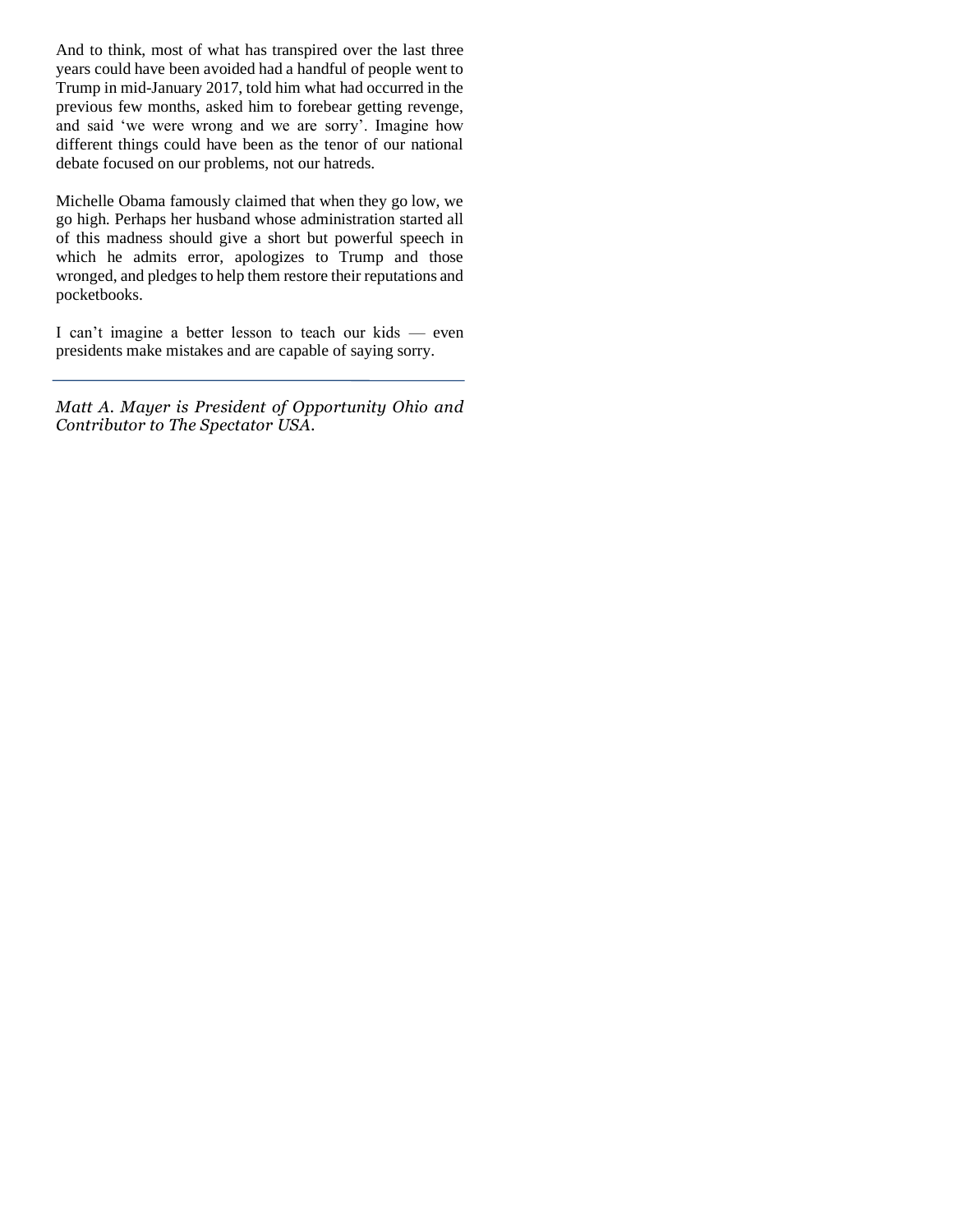And to think, most of what has transpired over the last three years could have been avoided had a handful of people went to Trump in mid-January 2017, told him what had occurred in the previous few months, asked him to forebear getting revenge, and said 'we were wrong and we are sorry'. Imagine how different things could have been as the tenor of our national debate focused on our problems, not our hatreds.

Michelle Obama famously claimed that when they go low, we go high. Perhaps her husband whose administration started all of this madness should give a short but powerful speech in which he admits error, apologizes to Trump and those wronged, and pledges to help them restore their reputations and pocketbooks.

I can't imagine a better lesson to teach our kids — even presidents make mistakes and are capable of saying sorry.

---

*Matt A. Mayer is President of Opportunity Ohio and Contributor to The Spectator USA.*